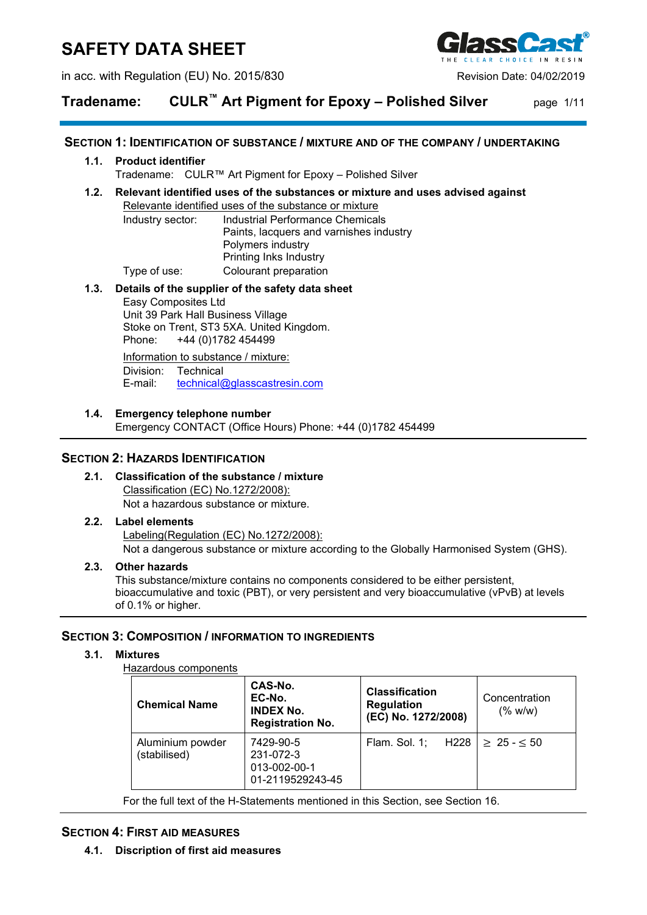# SAFETY DATA SHEET

in acc. with Regulation (EU) No. 2015/830

Revision Date: 04/02/2019

**Tradename: CULR™ Art Pigment for Epoxy – Polished Silver**

## SECTION 1: IDENTIFICATION OF SUBSTANCE / MIXTURE AND OF THE COMPANY / UNDERTAKING

### 1.1. Product identifier

Tradename: CULR™ Art Pigment for Epoxy – Polished Silver

### 1.2. Relevant identified uses of the substances or mixture and uses advised against

Relevante identified uses of the substance or mixture

Industry sector: Industrial Performance Chemicals
Paints, lacquers and varnishes industry
Polymers industry
Printing Inks Industry

Type of use: Colourant preparation

### 1.3. Details of the supplier of the safety data sheet

Easy Composites Ltd
Unit 39 Park Hall Business Village
Stoke on Trent, ST3 5XA. United Kingdom.
Phone: +44 (0)1782 454499

Information to substance / mixture:

Division: Technical
E-mail: technical@glasscastresin.com

### 1.4. Emergency telephone number

Emergency CONTACT (Office Hours) Phone: +44 (0)1782 454499

## SECTION 2: HAZARDS IDENTIFICATION

### 2.1. Classification of the substance / mixture

Classification (EC) No.1272/2008):

Not a hazardous substance or mixture.

### 2.2. Label elements

Labeling(Regulation (EC) No.1272/2008):

Not a dangerous substance or mixture according to the Globally Harmonised System (GHS).

### 2.3. Other hazards

This substance/mixture contains no components considered to be either persistent, bioaccumulative and toxic (PBT), or very persistent and very bioaccumulative (vPvB) at levels of 0.1% or higher.

## SECTION 3: COMPOSITION / INFORMATION TO INGREDIENTS

### 3.1. Mixtures

Hazardous components

| Chemical Name | CAS-No.<br>EC-No.<br>INDEX No.<br>Registration No. | Classification Regulation (EC) No. 1272/2008) | Concentration (% w/w) |
|---|---|---|---|
| Aluminium powder (stabilised) | 7429-90-5<br>231-072-3<br>013-002-00-1<br>01-2119529243-45 | Flam. Sol. 1; H228 | ≥ 25 - ≤ 50 |

For the full text of the H-Statements mentioned in this Section, see Section 16.

## SECTION 4: FIRST AID MEASURES

### 4.1. Discription of first aid measures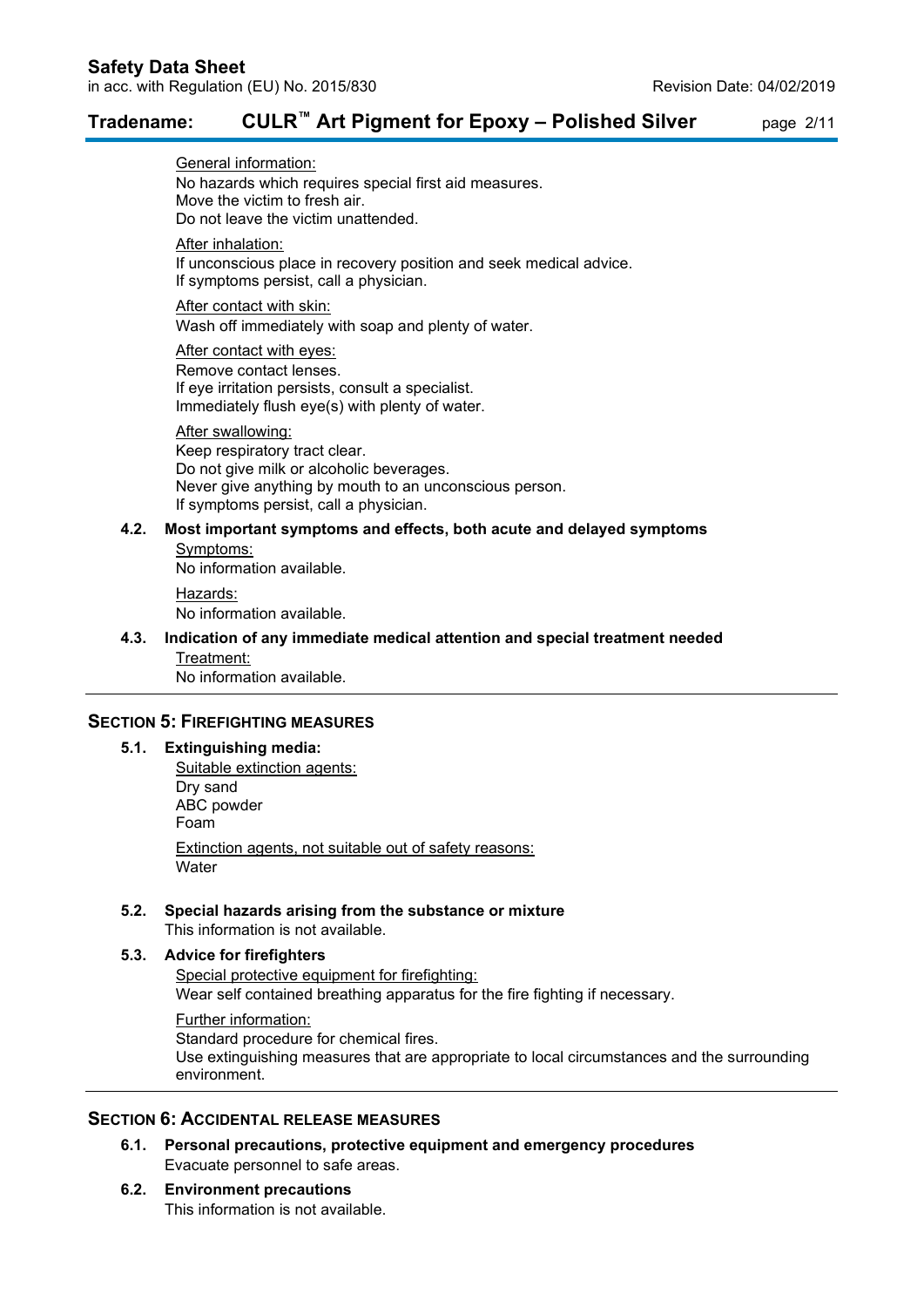General information:
No hazards which requires special first aid measures.
Move the victim to fresh air.
Do not leave the victim unattended.

After inhalation:
If unconscious place in recovery position and seek medical advice.
If symptoms persist, call a physician.

After contact with skin:
Wash off immediately with soap and plenty of water.

After contact with eyes:
Remove contact lenses.
If eye irritation persists, consult a specialist.
Immediately flush eye(s) with plenty of water.

After swallowing:
Keep respiratory tract clear.
Do not give milk or alcoholic beverages.
Never give anything by mouth to an unconscious person.
If symptoms persist, call a physician.

### 4.2. Most important symptoms and effects, both acute and delayed symptoms

Symptoms:
No information available.

Hazards:
No information available.

### 4.3. Indication of any immediate medical attention and special treatment needed

Treatment:
No information available.

## SECTION 5: FIREFIGHTING MEASURES

### 5.1. Extinguishing media:

Suitable extinction agents:
Dry sand
ABC powder
Foam

Extinction agents, not suitable out of safety reasons:
Water

### 5.2. Special hazards arising from the substance or mixture

This information is not available.

### 5.3. Advice for firefighters

Special protective equipment for firefighting:
Wear self contained breathing apparatus for the fire fighting if necessary.

Further information:
Standard procedure for chemical fires.
Use extinguishing measures that are appropriate to local circumstances and the surrounding environment.

## SECTION 6: ACCIDENTAL RELEASE MEASURES

### 6.1. Personal precautions, protective equipment and emergency procedures

Evacuate personnel to safe areas.

### 6.2. Environment precautions

This information is not available.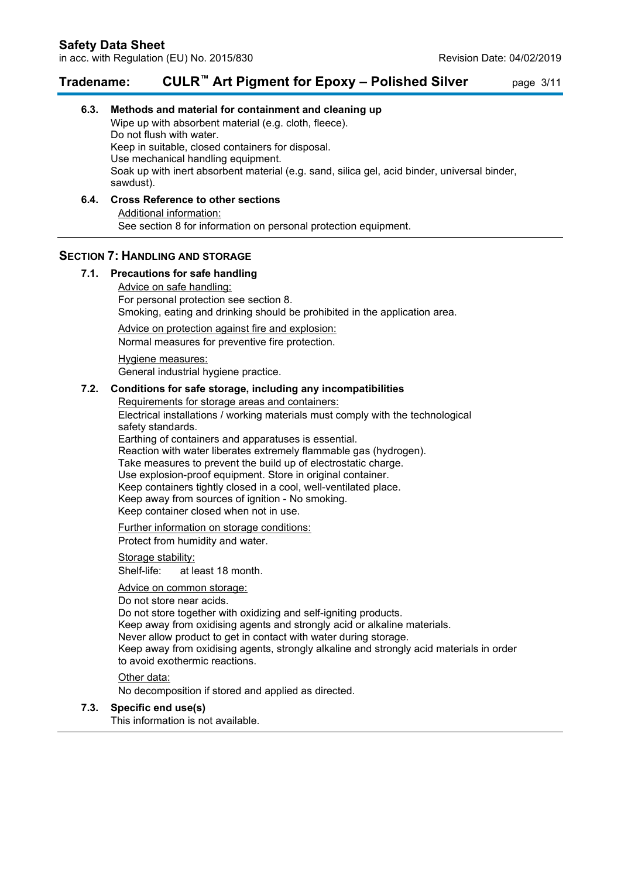### 6.3. Methods and material for containment and cleaning up

Wipe up with absorbent material (e.g. cloth, fleece).
Do not flush with water.
Keep in suitable, closed containers for disposal.
Use mechanical handling equipment.
Soak up with inert absorbent material (e.g. sand, silica gel, acid binder, universal binder, sawdust).

### 6.4. Cross Reference to other sections

Additional information:
See section 8 for information on personal protection equipment.

## SECTION 7: HANDLING AND STORAGE

### 7.1. Precautions for safe handling

Advice on safe handling:
For personal protection see section 8.
Smoking, eating and drinking should be prohibited in the application area.

Advice on protection against fire and explosion:
Normal measures for preventive fire protection.

Hygiene measures:
General industrial hygiene practice.

### 7.2. Conditions for safe storage, including any incompatibilities

Requirements for storage areas and containers:
Electrical installations / working materials must comply with the technological safety standards.
Earthing of containers and apparatuses is essential.
Reaction with water liberates extremely flammable gas (hydrogen).
Take measures to prevent the build up of electrostatic charge.
Use explosion-proof equipment. Store in original container.
Keep containers tightly closed in a cool, well-ventilated place.
Keep away from sources of ignition - No smoking.
Keep container closed when not in use.

Further information on storage conditions:
Protect from humidity and water.

Storage stability:
Shelf-life: at least 18 month.

Advice on common storage:
Do not store near acids.
Do not store together with oxidizing and self-igniting products.
Keep away from oxidising agents and strongly acid or alkaline materials.
Never allow product to get in contact with water during storage.
Keep away from oxidising agents, strongly alkaline and strongly acid materials in order to avoid exothermic reactions.

Other data:
No decomposition if stored and applied as directed.

### 7.3. Specific end use(s)

This information is not available.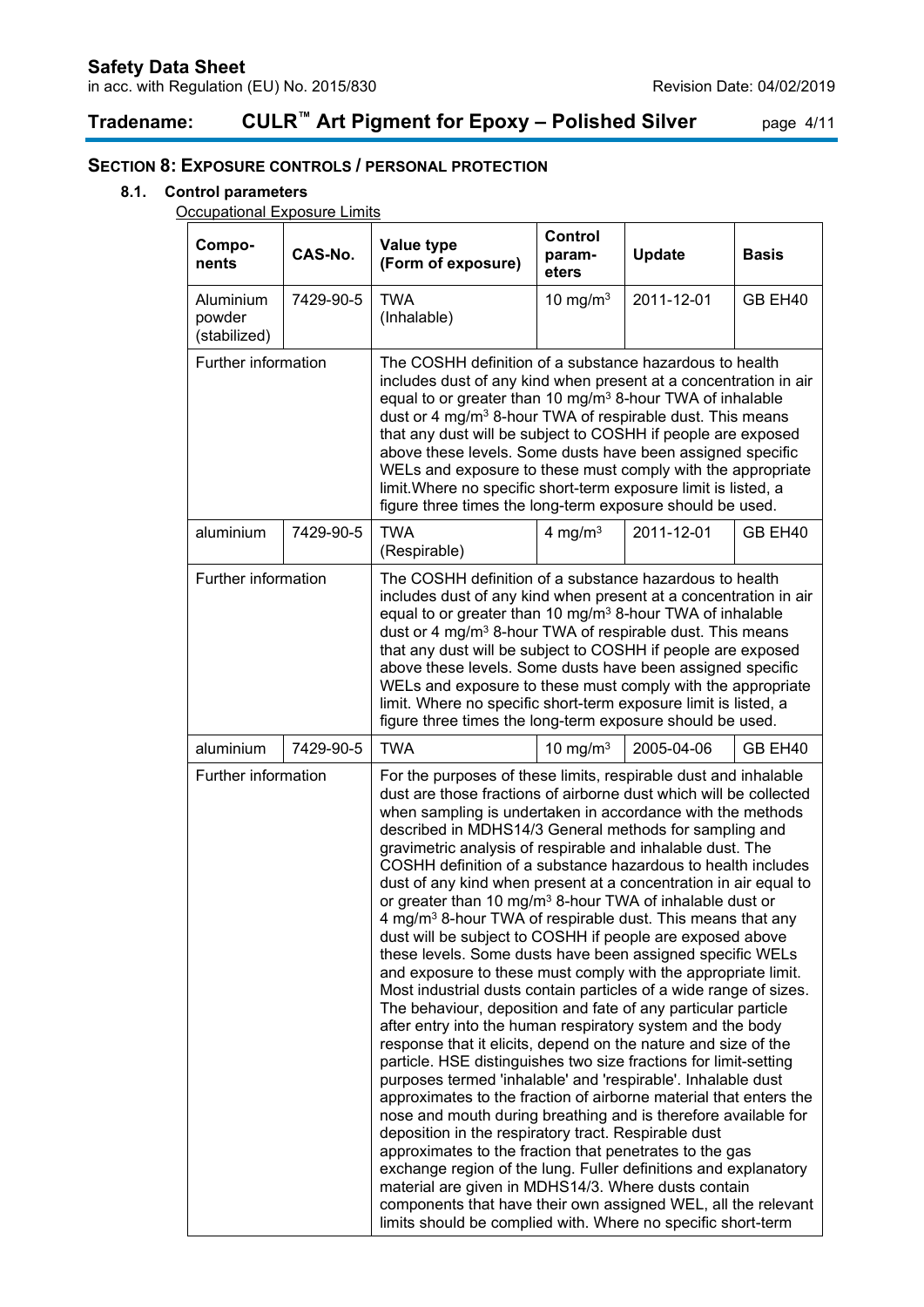## SECTION 8: EXPOSURE CONTROLS / PERSONAL PROTECTION

### 8.1. Control parameters

Occupational Exposure Limits

| Components | CAS-No. | Value type (Form of exposure) | Control parameters | Update | Basis |
|---|---|---|---|---|---|
| Aluminium powder (stabilized) | 7429-90-5 | TWA (Inhalable) | 10 mg/m³ | 2011-12-01 | GB EH40 |
| Further information | | The COSHH definition of a substance hazardous to health includes dust of any kind when present at a concentration in air equal to or greater than 10 mg/m³ 8-hour TWA of inhalable dust or 4 mg/m³ 8-hour TWA of respirable dust. This means that any dust will be subject to COSHH if people are exposed above these levels. Some dusts have been assigned specific WELs and exposure to these must comply with the appropriate limit.Where no specific short-term exposure limit is listed, a figure three times the long-term exposure should be used. | | | |
| aluminium | 7429-90-5 | TWA (Respirable) | 4 mg/m³ | 2011-12-01 | GB EH40 |
| Further information | | The COSHH definition of a substance hazardous to health includes dust of any kind when present at a concentration in air equal to or greater than 10 mg/m³ 8-hour TWA of inhalable dust or 4 mg/m³ 8-hour TWA of respirable dust. This means that any dust will be subject to COSHH if people are exposed above these levels. Some dusts have been assigned specific WELs and exposure to these must comply with the appropriate limit. Where no specific short-term exposure limit is listed, a figure three times the long-term exposure should be used. | | | |
| aluminium | 7429-90-5 | TWA | 10 mg/m³ | 2005-04-06 | GB EH40 |
| Further information | | For the purposes of these limits, respirable dust and inhalable dust are those fractions of airborne dust which will be collected when sampling is undertaken in accordance with the methods described in MDHS14/3 General methods for sampling and gravimetric analysis of respirable and inhalable dust. The COSHH definition of a substance hazardous to health includes dust of any kind when present at a concentration in air equal to or greater than 10 mg/m³ 8-hour TWA of inhalable dust or 4 mg/m³ 8-hour TWA of respirable dust. This means that any dust will be subject to COSHH if people are exposed above these levels. Some dusts have been assigned specific WELs and exposure to these must comply with the appropriate limit. Most industrial dusts contain particles of a wide range of sizes. The behaviour, deposition and fate of any particular particle after entry into the human respiratory system and the body response that it elicits, depend on the nature and size of the particle. HSE distinguishes two size fractions for limit-setting purposes termed 'inhalable' and 'respirable'. Inhalable dust approximates to the fraction of airborne material that enters the nose and mouth during breathing and is therefore available for deposition in the respiratory tract. Respirable dust approximates to the fraction that penetrates to the gas exchange region of the lung. Fuller definitions and explanatory material are given in MDHS14/3. Where dusts contain components that have their own assigned WEL, all the relevant limits should be complied with. Where no specific short-term | | | |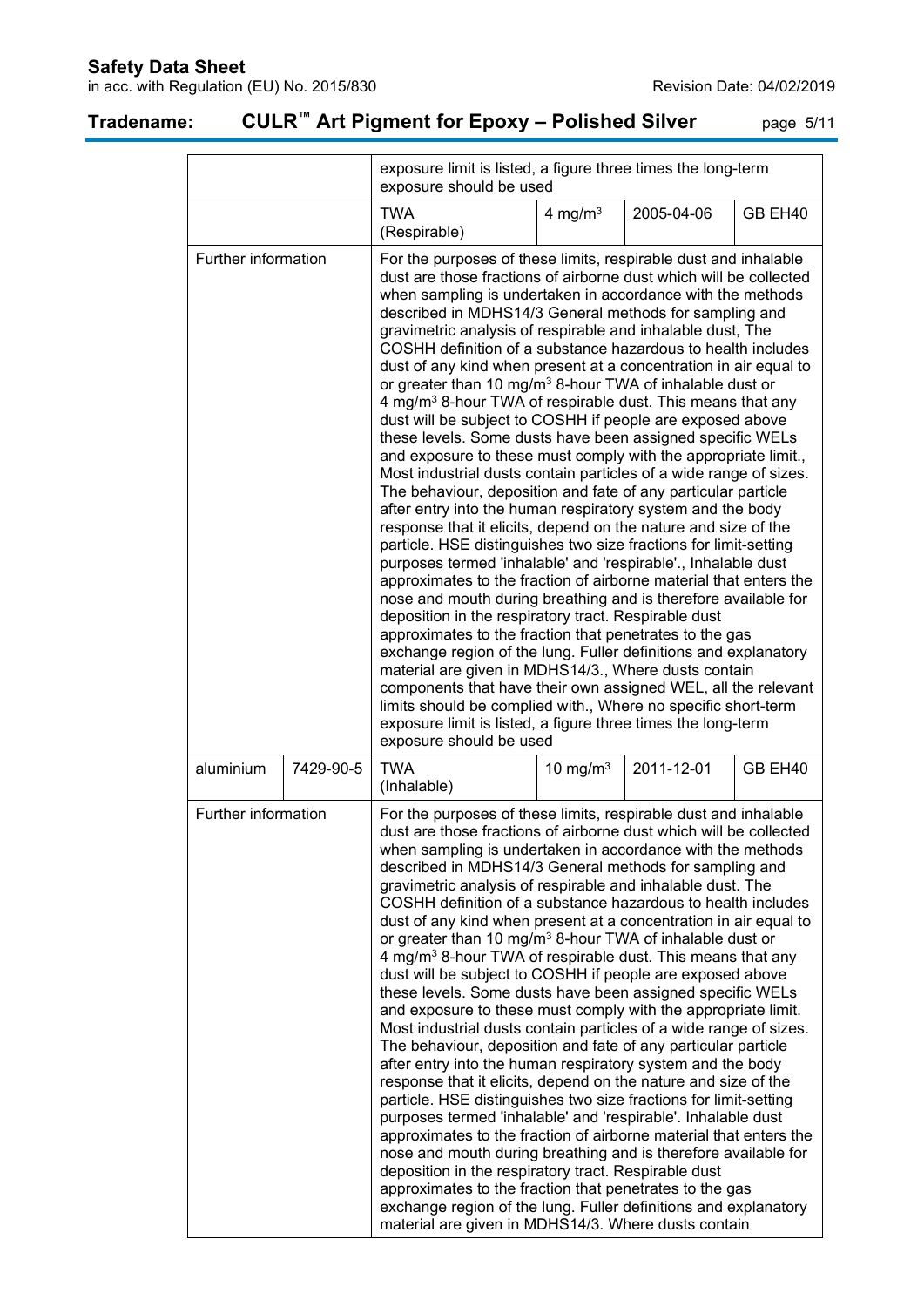| | | | | | |
|---|---|---|---|---|---|
| | | exposure limit is listed, a figure three times the long-term exposure should be used | | | |
| | | TWA (Respirable) | 4 mg/m³ | 2005-04-06 | GB EH40 |
| Further information | | For the purposes of these limits, respirable dust and inhalable dust are those fractions of airborne dust which will be collected when sampling is undertaken in accordance with the methods described in MDHS14/3 General methods for sampling and gravimetric analysis of respirable and inhalable dust, The COSHH definition of a substance hazardous to health includes dust of any kind when present at a concentration in air equal to or greater than 10 mg/m³ 8-hour TWA of inhalable dust or 4 mg/m³ 8-hour TWA of respirable dust. This means that any dust will be subject to COSHH if people are exposed above these levels. Some dusts have been assigned specific WELs and exposure to these must comply with the appropriate limit., Most industrial dusts contain particles of a wide range of sizes. The behaviour, deposition and fate of any particular particle after entry into the human respiratory system and the body response that it elicits, depend on the nature and size of the particle. HSE distinguishes two size fractions for limit-setting purposes termed 'inhalable' and 'respirable'., Inhalable dust approximates to the fraction of airborne material that enters the nose and mouth during breathing and is therefore available for deposition in the respiratory tract. Respirable dust approximates to the fraction that penetrates to the gas exchange region of the lung. Fuller definitions and explanatory material are given in MDHS14/3., Where dusts contain components that have their own assigned WEL, all the relevant limits should be complied with., Where no specific short-term exposure limit is listed, a figure three times the long-term exposure should be used | | | |
| aluminium | 7429-90-5 | TWA (Inhalable) | 10 mg/m³ | 2011-12-01 | GB EH40 |
| Further information | | For the purposes of these limits, respirable dust and inhalable dust are those fractions of airborne dust which will be collected when sampling is undertaken in accordance with the methods described in MDHS14/3 General methods for sampling and gravimetric analysis of respirable and inhalable dust. The COSHH definition of a substance hazardous to health includes dust of any kind when present at a concentration in air equal to or greater than 10 mg/m³ 8-hour TWA of inhalable dust or 4 mg/m³ 8-hour TWA of respirable dust. This means that any dust will be subject to COSHH if people are exposed above these levels. Some dusts have been assigned specific WELs and exposure to these must comply with the appropriate limit. Most industrial dusts contain particles of a wide range of sizes. The behaviour, deposition and fate of any particular particle after entry into the human respiratory system and the body response that it elicits, depend on the nature and size of the particle. HSE distinguishes two size fractions for limit-setting purposes termed 'inhalable' and 'respirable'. Inhalable dust approximates to the fraction of airborne material that enters the nose and mouth during breathing and is therefore available for deposition in the respiratory tract. Respirable dust approximates to the fraction that penetrates to the gas exchange region of the lung. Fuller definitions and explanatory material are given in MDHS14/3. Where dusts contain | | | |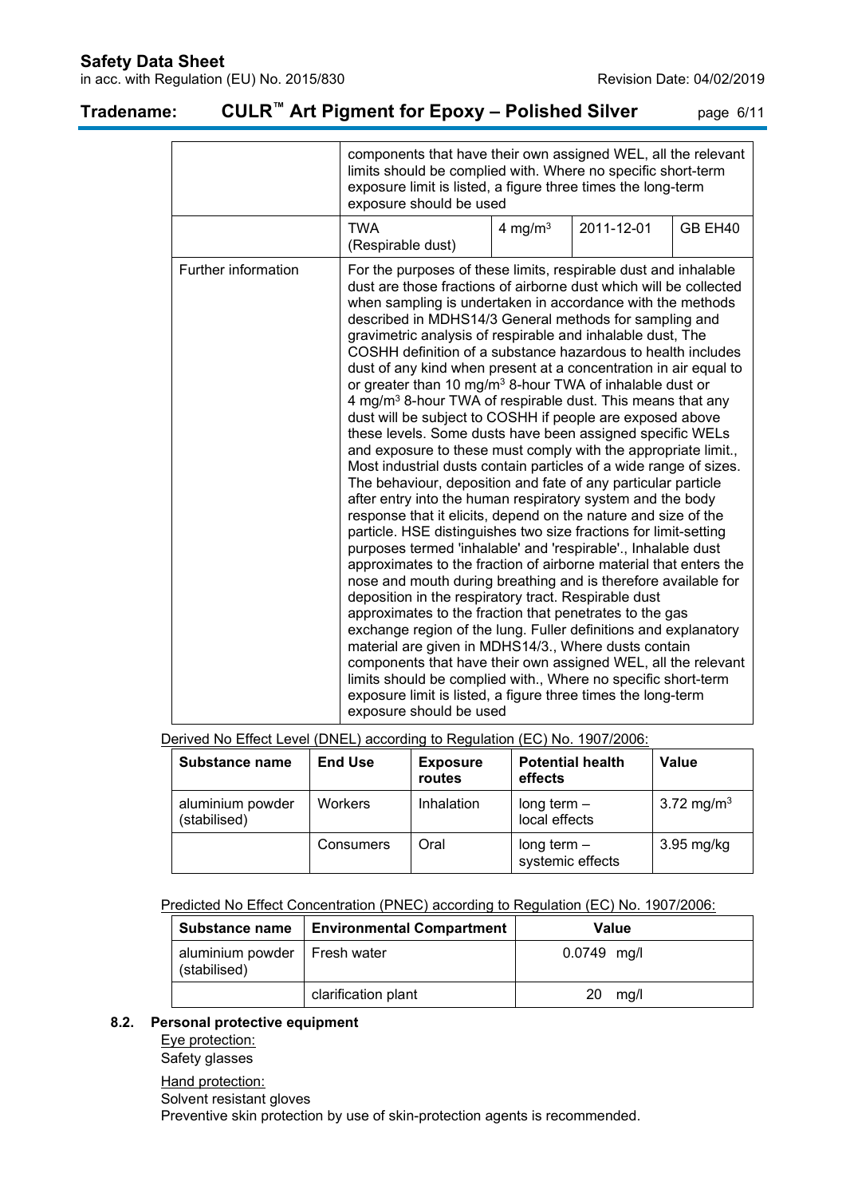| | components that have their own assigned WEL, all the relevant limits should be complied with. Where no specific short-term exposure limit is listed, a figure three times the long-term exposure should be used | | | |
|---|---|---|---|---|
| | TWA (Respirable dust) | 4 mg/m$^3$ | 2011-12-01 | GB EH40 |
| Further information | For the purposes of these limits, respirable dust and inhalable dust are those fractions of airborne dust which will be collected when sampling is undertaken in accordance with the methods described in MDHS14/3 General methods for sampling and gravimetric analysis of respirable and inhalable dust, The COSHH definition of a substance hazardous to health includes dust of any kind when present at a concentration in air equal to or greater than 10 mg/m$^3$ 8-hour TWA of inhalable dust or 4 mg/m$^3$ 8-hour TWA of respirable dust. This means that any dust will be subject to COSHH if people are exposed above these levels. Some dusts have been assigned specific WELs and exposure to these must comply with the appropriate limit., Most industrial dusts contain particles of a wide range of sizes. The behaviour, deposition and fate of any particular particle after entry into the human respiratory system and the body response that it elicits, depend on the nature and size of the particle. HSE distinguishes two size fractions for limit-setting purposes termed 'inhalable' and 'respirable'., Inhalable dust approximates to the fraction of airborne material that enters the nose and mouth during breathing and is therefore available for deposition in the respiratory tract. Respirable dust approximates to the fraction that penetrates to the gas exchange region of the lung. Fuller definitions and explanatory material are given in MDHS14/3., Where dusts contain components that have their own assigned WEL, all the relevant limits should be complied with., Where no specific short-term exposure limit is listed, a figure three times the long-term exposure should be used | | | |

Derived No Effect Level (DNEL) according to Regulation (EC) No. 1907/2006:

| Substance name | End Use | Exposure routes | Potential health effects | Value |
|---|---|---|---|---|
| aluminium powder (stabilised) | Workers | Inhalation | long term – local effects | 3.72 mg/m$^3$ |
| | Consumers | Oral | long term – systemic effects | 3.95 mg/kg |

Predicted No Effect Concentration (PNEC) according to Regulation (EC) No. 1907/2006:

| Substance name | Environmental Compartment | Value |
|---|---|---|
| aluminium powder (stabilised) | Fresh water | 0.0749 mg/l |
| | clarification plant | 20 mg/l |

### 8.2. Personal protective equipment

Eye protection:

Safety glasses

Hand protection:

Solvent resistant gloves

Preventive skin protection by use of skin-protection agents is recommended.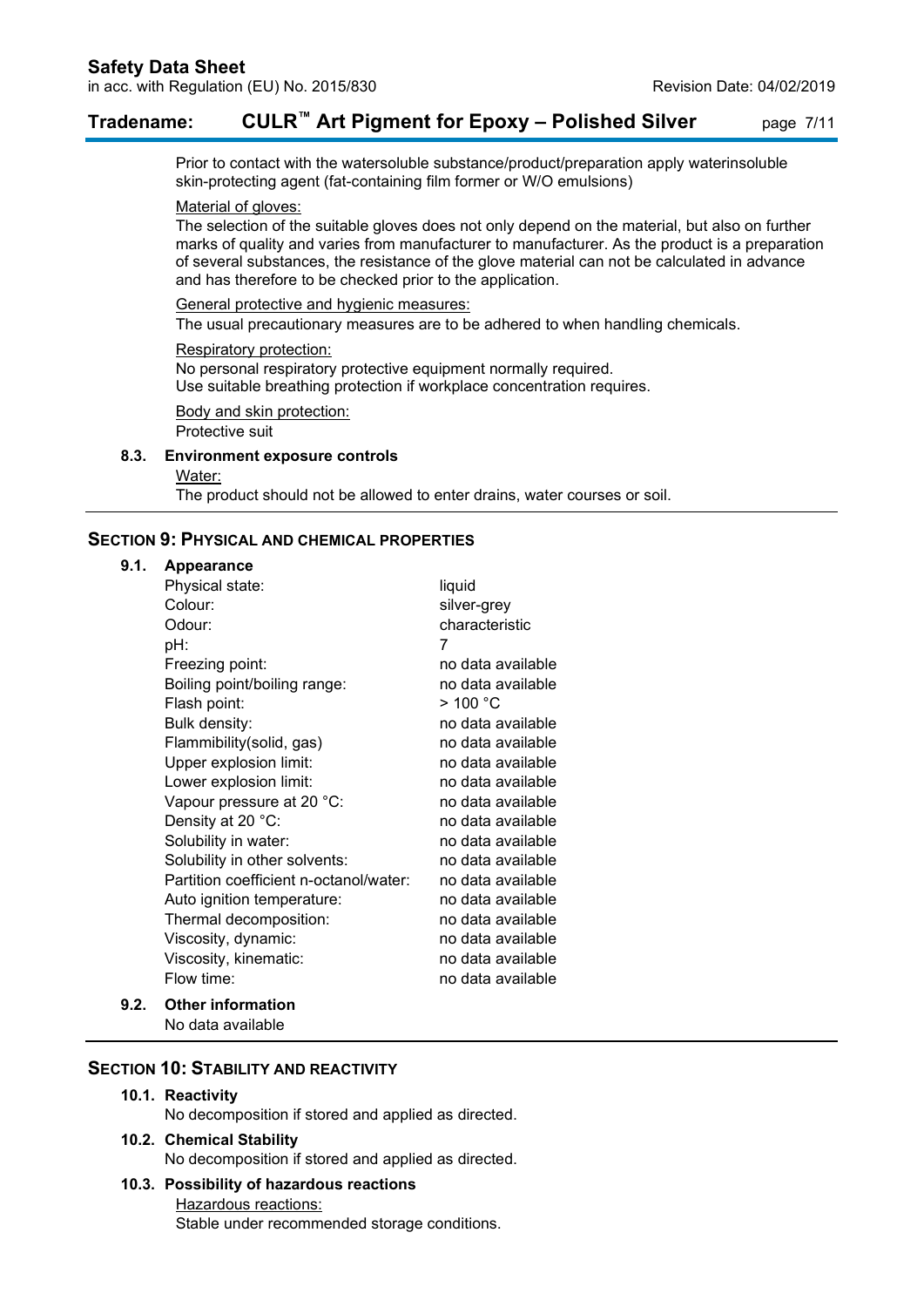Prior to contact with the watersoluble substance/product/preparation apply waterinsoluble skin-protecting agent (fat-containing film former or W/O emulsions)

Material of gloves:

The selection of the suitable gloves does not only depend on the material, but also on further marks of quality and varies from manufacturer to manufacturer. As the product is a preparation of several substances, the resistance of the glove material can not be calculated in advance and has therefore to be checked prior to the application.

General protective and hygienic measures:

The usual precautionary measures are to be adhered to when handling chemicals.

Respiratory protection:

No personal respiratory protective equipment normally required.
Use suitable breathing protection if workplace concentration requires.

Body and skin protection:

Protective suit

### 8.3. Environment exposure controls

Water:

The product should not be allowed to enter drains, water courses or soil.

## SECTION 9: PHYSICAL AND CHEMICAL PROPERTIES

### 9.1. Appearance

| | |
|---|---|
| Physical state: | liquid |
| Colour: | silver-grey |
| Odour: | characteristic |
| pH: | 7 |
| Freezing point: | no data available |
| Boiling point/boiling range: | no data available |
| Flash point: | > 100 °C |
| Bulk density: | no data available |
| Flammibility(solid, gas) | no data available |
| Upper explosion limit: | no data available |
| Lower explosion limit: | no data available |
| Vapour pressure at 20 °C: | no data available |
| Density at 20 °C: | no data available |
| Solubility in water: | no data available |
| Solubility in other solvents: | no data available |
| Partition coefficient n-octanol/water: | no data available |
| Auto ignition temperature: | no data available |
| Thermal decomposition: | no data available |
| Viscosity, dynamic: | no data available |
| Viscosity, kinematic: | no data available |
| Flow time: | no data available |

### 9.2. Other information

No data available

## SECTION 10: STABILITY AND REACTIVITY

### 10.1. Reactivity

No decomposition if stored and applied as directed.

### 10.2. Chemical Stability

No decomposition if stored and applied as directed.

### 10.3. Possibility of hazardous reactions

Hazardous reactions:

Stable under recommended storage conditions.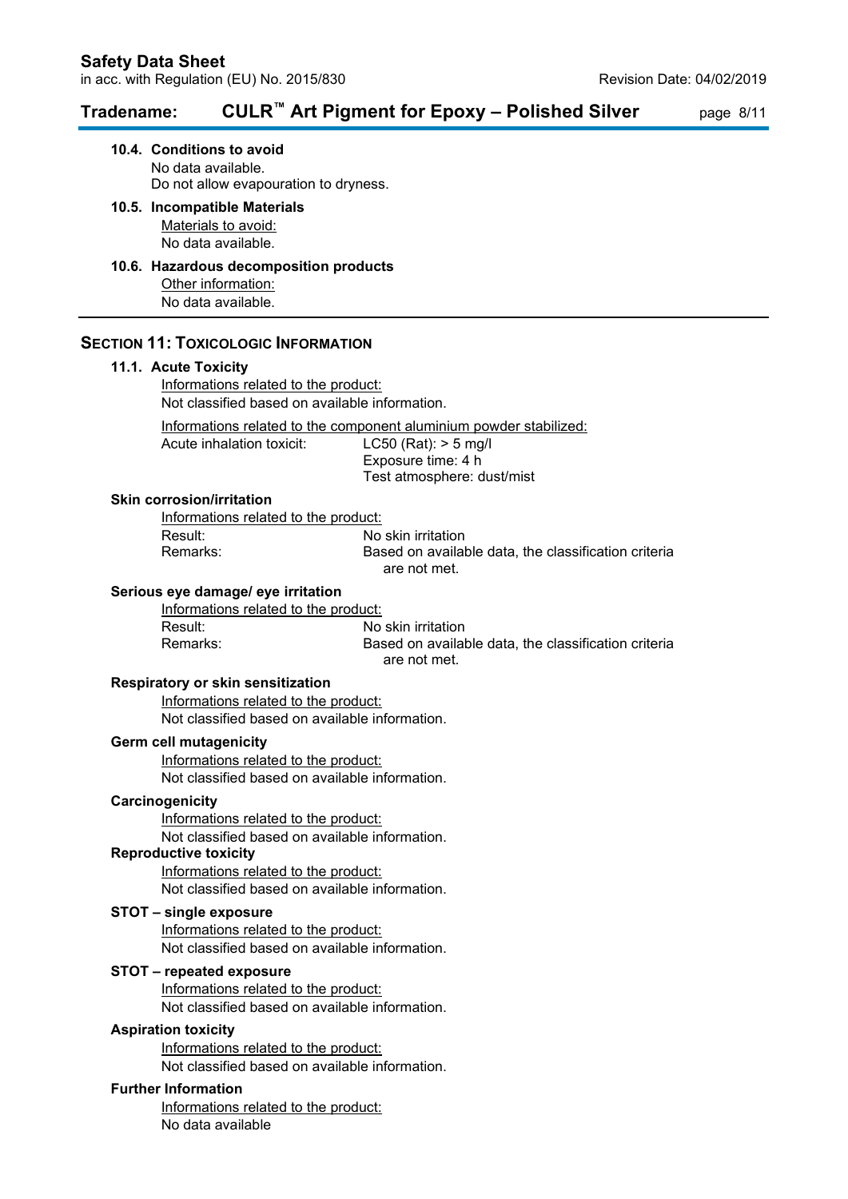### 10.4. Conditions to avoid

No data available.
Do not allow evapouration to dryness.

### 10.5. Incompatible Materials

Materials to avoid:
No data available.

### 10.6. Hazardous decomposition products

Other information:
No data available.

---

## SECTION 11: TOXICOLOGIC INFORMATION

### 11.1. Acute Toxicity

Informations related to the product:
Not classified based on available information.

Informations related to the component aluminium powder stabilized:

| | |
|---|---|
| Acute inhalation toxicit: | LC50 (Rat): > 5 mg/l<br>Exposure time: 4 h<br>Test atmosphere: dust/mist |

**Skin corrosion/irritation**

Informations related to the product:

| | |
|---|---|
| Result: | No skin irritation |
| Remarks: | Based on available data, the classification criteria are not met. |

**Serious eye damage/ eye irritation**

Informations related to the product:

| | |
|---|---|
| Result: | No skin irritation |
| Remarks: | Based on available data, the classification criteria are not met. |

**Respiratory or skin sensitization**

Informations related to the product:
Not classified based on available information.

**Germ cell mutagenicity**

Informations related to the product:
Not classified based on available information.

**Carcinogenicity**

Informations related to the product:
Not classified based on available information.

**Reproductive toxicity**

Informations related to the product:
Not classified based on available information.

**STOT – single exposure**

Informations related to the product:
Not classified based on available information.

**STOT – repeated exposure**

Informations related to the product:
Not classified based on available information.

**Aspiration toxicity**

Informations related to the product:
Not classified based on available information.

**Further Information**

Informations related to the product:
No data available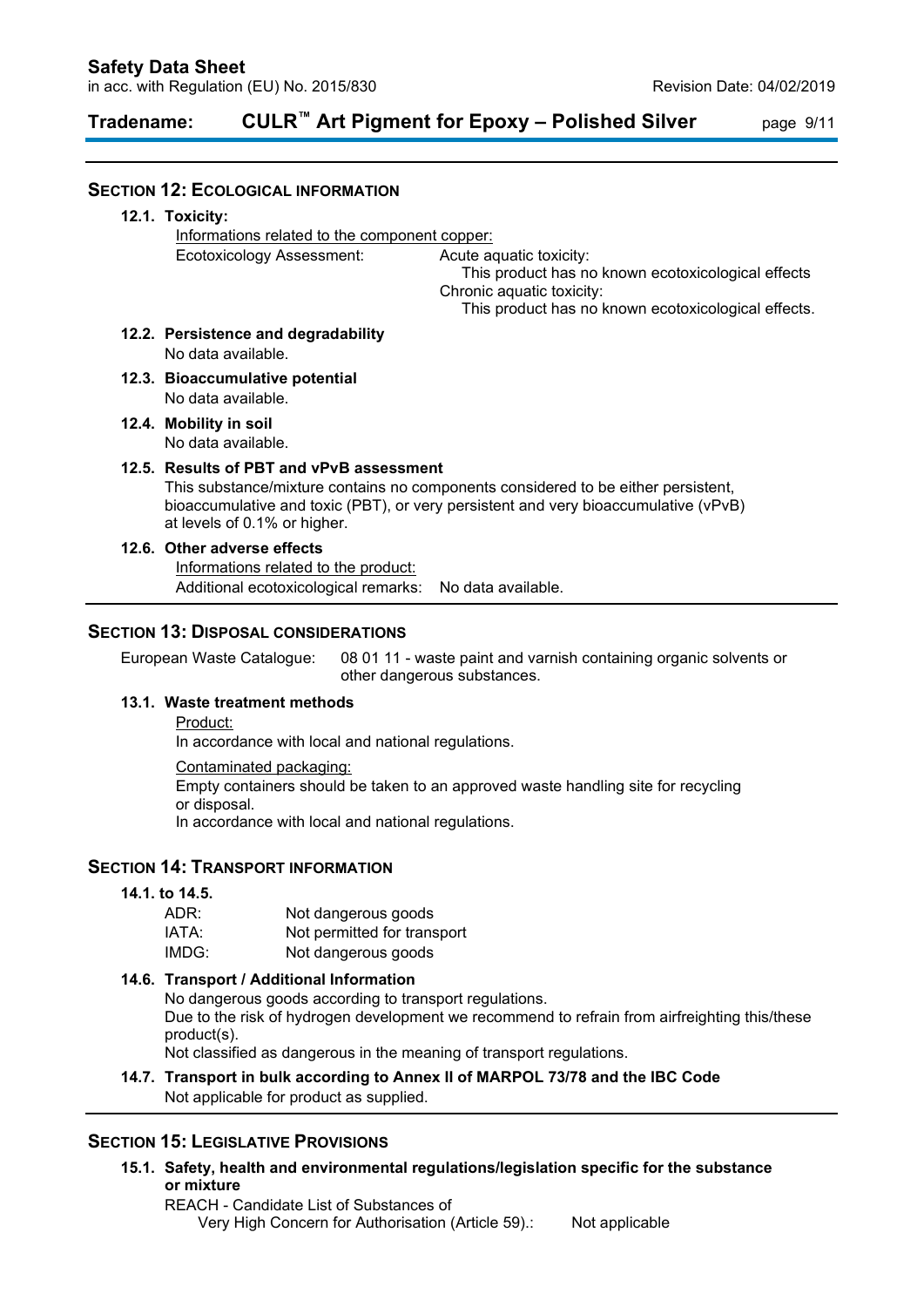## SECTION 12: ECOLOGICAL INFORMATION

### 12.1. Toxicity:

Informations related to the component copper:

Ecotoxicology Assessment: Acute aquatic toxicity:
This product has no known ecotoxicological effects
Chronic aquatic toxicity:
This product has no known ecotoxicological effects.

### 12.2. Persistence and degradability

No data available.

### 12.3. Bioaccumulative potential

No data available.

### 12.4. Mobility in soil

No data available.

### 12.5. Results of PBT and vPvB assessment

This substance/mixture contains no components considered to be either persistent, bioaccumulative and toxic (PBT), or very persistent and very bioaccumulative (vPvB) at levels of 0.1% or higher.

### 12.6. Other adverse effects

Informations related to the product:

Additional ecotoxicological remarks: No data available.

## SECTION 13: DISPOSAL CONSIDERATIONS

European Waste Catalogue: 08 01 11 - waste paint and varnish containing organic solvents or other dangerous substances.

### 13.1. Waste treatment methods

Product:

In accordance with local and national regulations.

Contaminated packaging:

Empty containers should be taken to an approved waste handling site for recycling or disposal.
In accordance with local and national regulations.

## SECTION 14: TRANSPORT INFORMATION

### 14.1. to 14.5.

| | |
|---|---|
| ADR: | Not dangerous goods |
| IATA: | Not permitted for transport |
| IMDG: | Not dangerous goods |

### 14.6. Transport / Additional Information

No dangerous goods according to transport regulations.
Due to the risk of hydrogen development we recommend to refrain from airfreighting this/these product(s).
Not classified as dangerous in the meaning of transport regulations.

### 14.7. Transport in bulk according to Annex II of MARPOL 73/78 and the IBC Code

Not applicable for product as supplied.

## SECTION 15: LEGISLATIVE PROVISIONS

### 15.1. Safety, health and environmental regulations/legislation specific for the substance or mixture

REACH - Candidate List of Substances of Very High Concern for Authorisation (Article 59).: Not applicable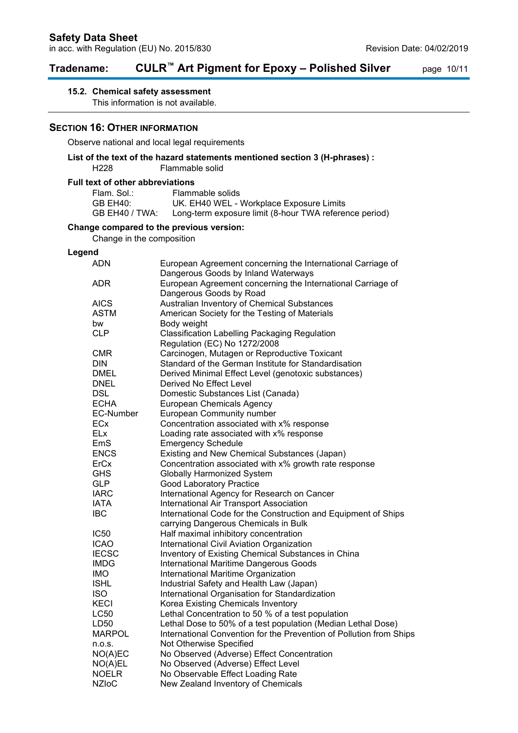### 15.2. Chemical safety assessment

This information is not available.

## SECTION 16: OTHER INFORMATION

Observe national and local legal requirements

**List of the text of the hazard statements mentioned section 3 (H-phrases) :**

| | |
|---|---|
| H228 | Flammable solid |

**Full text of other abbreviations**

| | |
|---|---|
| Flam. Sol.: | Flammable solids |
| GB EH40: | UK. EH40 WEL - Workplace Exposure Limits |
| GB EH40 / TWA: | Long-term exposure limit (8-hour TWA reference period) |

**Change compared to the previous version:**

Change in the composition

**Legend**

| | |
|---|---|
| ADN | European Agreement concerning the International Carriage of Dangerous Goods by Inland Waterways |
| ADR | European Agreement concerning the International Carriage of Dangerous Goods by Road |
| AICS | Australian Inventory of Chemical Substances |
| ASTM | American Society for the Testing of Materials |
| bw | Body weight |
| CLP | Classification Labelling Packaging Regulation Regulation (EC) No 1272/2008 |
| CMR | Carcinogen, Mutagen or Reproductive Toxicant |
| DIN | Standard of the German Institute for Standardisation |
| DMEL | Derived Minimal Effect Level (genotoxic substances) |
| DNEL | Derived No Effect Level |
| DSL | Domestic Substances List (Canada) |
| ECHA | European Chemicals Agency |
| EC-Number | European Community number |
| ECx | Concentration associated with x% response |
| ELx | Loading rate associated with x% response |
| EmS | Emergency Schedule |
| ENCS | Existing and New Chemical Substances (Japan) |
| ErCx | Concentration associated with x% growth rate response |
| GHS | Globally Harmonized System |
| GLP | Good Laboratory Practice |
| IARC | International Agency for Research on Cancer |
| IATA | International Air Transport Association |
| IBC | International Code for the Construction and Equipment of Ships carrying Dangerous Chemicals in Bulk |
| IC50 | Half maximal inhibitory concentration |
| ICAO | International Civil Aviation Organization |
| IECSC | Inventory of Existing Chemical Substances in China |
| IMDG | International Maritime Dangerous Goods |
| IMO | International Maritime Organization |
| ISHL | Industrial Safety and Health Law (Japan) |
| ISO | International Organisation for Standardization |
| KECI | Korea Existing Chemicals Inventory |
| LC50 | Lethal Concentration to 50 % of a test population |
| LD50 | Lethal Dose to 50% of a test population (Median Lethal Dose) |
| MARPOL | International Convention for the Prevention of Pollution from Ships |
| n.o.s. | Not Otherwise Specified |
| NO(A)EC | No Observed (Adverse) Effect Concentration |
| NO(A)EL | No Observed (Adverse) Effect Level |
| NOELR | No Observable Effect Loading Rate |
| NZIoC | New Zealand Inventory of Chemicals |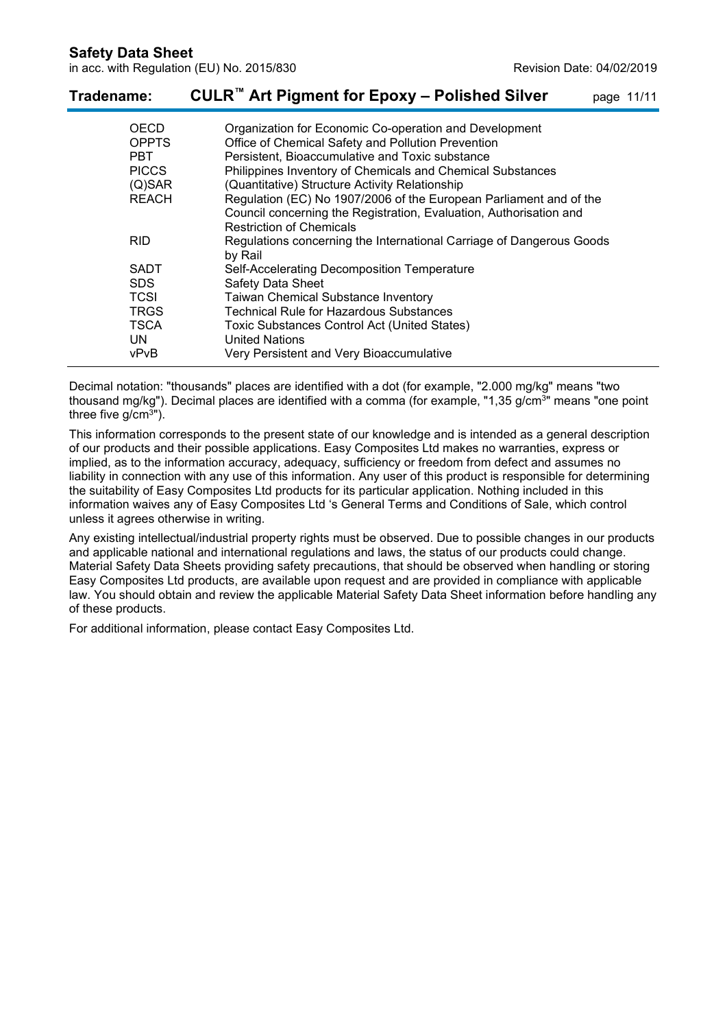| | |
|---|---|
| OECD | Organization for Economic Co-operation and Development |
| OPPTS | Office of Chemical Safety and Pollution Prevention |
| PBT | Persistent, Bioaccumulative and Toxic substance |
| PICCS | Philippines Inventory of Chemicals and Chemical Substances |
| (Q)SAR | (Quantitative) Structure Activity Relationship |
| REACH | Regulation (EC) No 1907/2006 of the European Parliament and of the Council concerning the Registration, Evaluation, Authorisation and Restriction of Chemicals |
| RID | Regulations concerning the International Carriage of Dangerous Goods by Rail |
| SADT | Self-Accelerating Decomposition Temperature |
| SDS | Safety Data Sheet |
| TCSI | Taiwan Chemical Substance Inventory |
| TRGS | Technical Rule for Hazardous Substances |
| TSCA | Toxic Substances Control Act (United States) |
| UN | United Nations |
| vPvB | Very Persistent and Very Bioaccumulative |

Decimal notation: "thousands" places are identified with a dot (for example, "2.000 mg/kg" means "two thousand mg/kg"). Decimal places are identified with a comma (for example, "1,35 g/cm$^3$" means "one point three five g/cm$^3$").

This information corresponds to the present state of our knowledge and is intended as a general description of our products and their possible applications. Easy Composites Ltd makes no warranties, express or implied, as to the information accuracy, adequacy, sufficiency or freedom from defect and assumes no liability in connection with any use of this information. Any user of this product is responsible for determining the suitability of Easy Composites Ltd products for its particular application. Nothing included in this information waives any of Easy Composites Ltd 's General Terms and Conditions of Sale, which control unless it agrees otherwise in writing.

Any existing intellectual/industrial property rights must be observed. Due to possible changes in our products and applicable national and international regulations and laws, the status of our products could change. Material Safety Data Sheets providing safety precautions, that should be observed when handling or storing Easy Composites Ltd products, are available upon request and are provided in compliance with applicable law. You should obtain and review the applicable Material Safety Data Sheet information before handling any of these products.

For additional information, please contact Easy Composites Ltd.